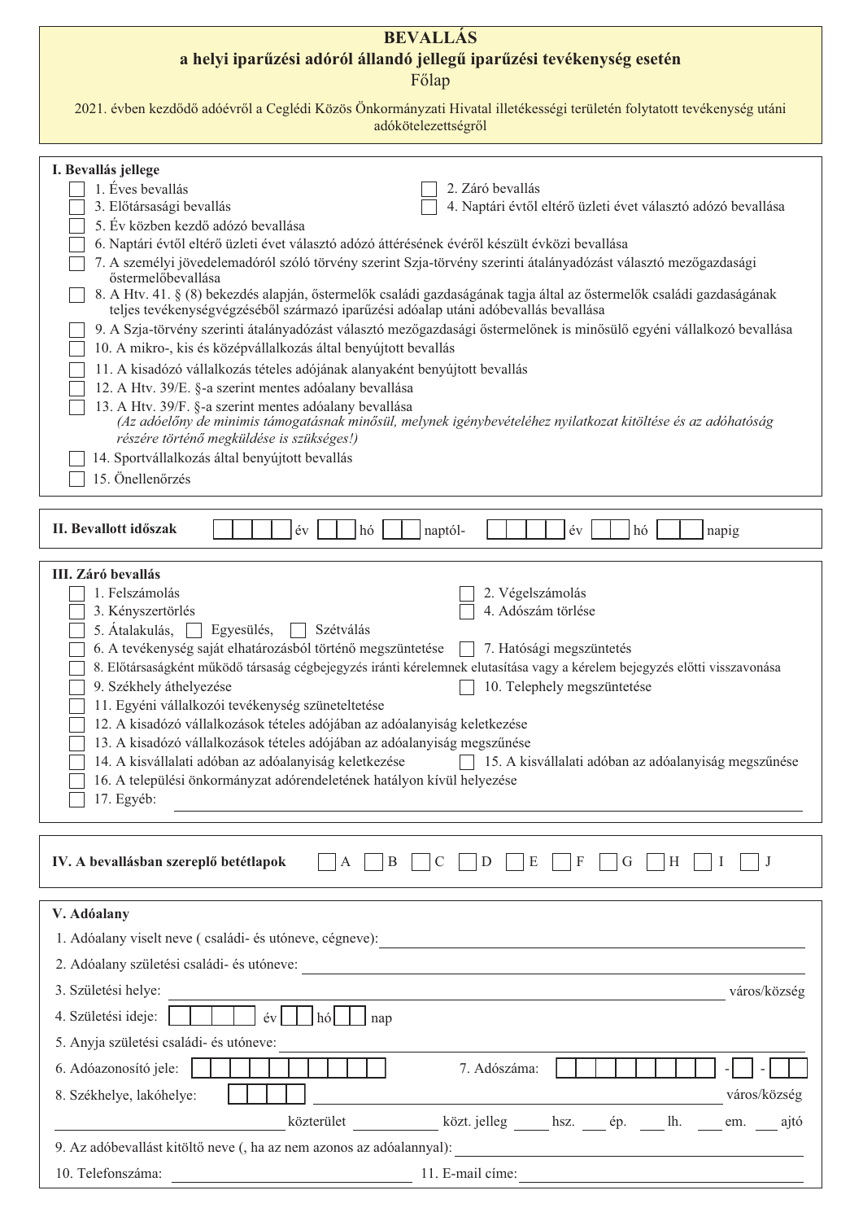# BEVALLÁS

## a helyi iparűzési adóról állandó jellegű iparűzési tevékenység esetén

### Főlap

2021. évben kezdődő adóévről a Ceglédi Közös Önkormányzati Hivatal illetékességi területén folytatott tevékenység utáni adókötelezettségről

---

**I. Bevallás jellege**

- ☐ 1. Éves bevallás
- ☐ 2. Záró bevallás
- ☐ 3. Előtársasági bevallás
- ☐ 4. Naptári évtől eltérő üzleti évet választó adózó bevallása
- ☐ 5. Év közben kezdő adózó bevallása
- ☐ 6. Naptári évtől eltérő üzleti évet választó adózó áttérésének évéről készült évközi bevallása
- ☐ 7. A személyi jövedelemadóról szóló törvény szerint Szja-törvény szerinti átalányadózást választó mezőgazdasági őstermelőbevallása
- ☐ 8. A Htv. 41. § (8) bekezdés alapján, őstermelők családi gazdaságának tagja által az őstermelők családi gazdaságának teljes tevékenységvégzéséből származó iparűzési adóalap utáni adóbevallás bevallása
- ☐ 9. A Szja-törvény szerinti átalányadózást választó mezőgazdasági őstermelőnek is minősülő egyéni vállalkozó bevallása
- ☐ 10. A mikro-, kis és középvállalkozás által benyújtott bevallás
- ☐ 11. A kisadózó vállalkozás tételes adójának alanyaként benyújtott bevallás
- ☐ 12. A Htv. 39/E. §-a szerint mentes adóalany bevallása
- ☐ 13. A Htv. 39/F. §-a szerint mentes adóalany bevallása
  *(Az adóelőny de minimis támogatásnak minősül, melynek igénybevételéhez nyilatkozat kitöltése és az adóhatóság részére történő megküldése is szükséges!)*
- ☐ 14. Sportvállalkozás által benyújtott bevallás
- ☐ 15. Önellenőrzés

---

**II. Bevallott időszak** ☐☐☐☐ év ☐☐ hó ☐☐ naptól- ☐☐☐☐ év ☐☐ hó ☐☐ napig

---

**III. Záró bevallás**

- ☐ 1. Felszámolás
- ☐ 2. Végelszámolás
- ☐ 3. Kényszertörlés
- ☐ 4. Adószám törlése
- ☐ 5. Átalakulás, ☐ Egyesülés, ☐ Szétválás
- ☐ 6. A tevékenység saját elhatározásból történő megszüntetése
- ☐ 7. Hatósági megszüntetés
- ☐ 8. Előtársaságként működő társaság cégbejegyzés iránti kérelemnek elutasítása vagy a kérelem bejegyzés előtti visszavonása
- ☐ 9. Székhely áthelyezése
- ☐ 10. Telephely megszüntetése
- ☐ 11. Egyéni vállalkozói tevékenység szüneteltetése
- ☐ 12. A kisadózó vállalkozások tételes adójában az adóalanyiság keletkezése
- ☐ 13. A kisadózó vállalkozások tételes adójában az adóalanyiság megszűnése
- ☐ 14. A kisvállalati adóban az adóalanyiság keletkezése
- ☐ 15. A kisvállalati adóban az adóalanyiság megszűnése
- ☐ 16. A települési önkormányzat adórendeletének hatályon kívül helyezése
- ☐ 17. Egyéb: ______________________________

---

**IV. A bevallásban szereplő betétlapok** ☐ A ☐ B ☐ C ☐ D ☐ E ☐ F ☐ G ☐ H ☐ I ☐ J

---

**V. Adóalany**

1. Adóalany viselt neve ( családi- és utóneve, cégneve): ______________________________
2. Adóalany születési családi- és utóneve: ______________________________
3. Születési helye: ______________________________ város/község
4. Születési ideje: ☐☐☐☐ év ☐☐ hó ☐☐ nap
5. Anyja születési családi- és utóneve: ______________________________
6. Adóazonosító jele: ☐☐☐☐☐☐☐☐☐☐
7. Adószáma: ☐☐☐☐☐☐☐☐ - ☐ - ☐☐
8. Székhelye, lakóhelye: ☐☐☐☐ ______________________________ város/község
   ______________ közterület ______________ közt. jelleg _____ hsz. _____ ép. _____ lh. _____ em. _____ ajtó
9. Az adóbevallást kitöltő neve (, ha az nem azonos az adóalannyal): ______________________________
10. Telefonszáma: ______________________________
11. E-mail címe: ______________________________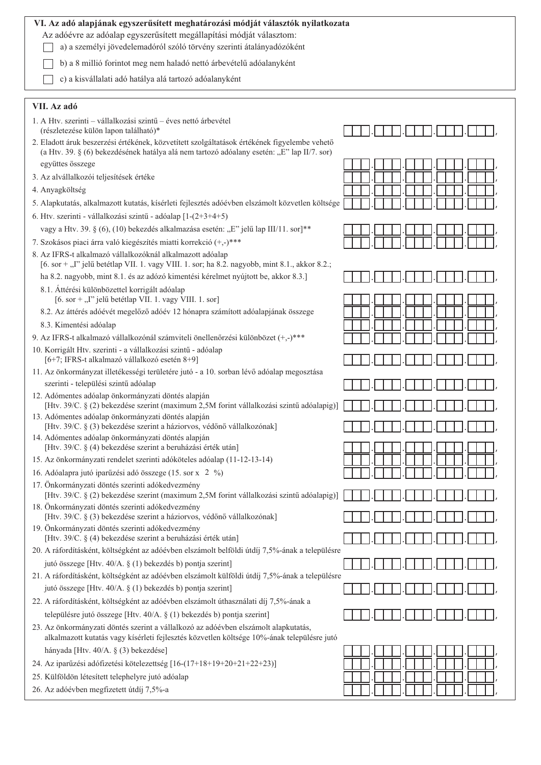## VI. Az adó alapjának egyszerűsített meghatározási módját választók nyilatkozata

Az adóévre az adóalap egyszerűsített megállapítási módját választom:

- ☐ a) a személyi jövedelemadóról szóló törvény szerinti átalányadózóként
- ☐ b) a 8 millió forintot meg nem haladó nettó árbevételű adóalanyként
- ☐ c) a kisvállalati adó hatálya alá tartozó adóalanyként

## VII. Az adó

| | |
|---|---|
| 1. A Htv. szerinti – vállalkozási szintű – éves nettó árbevétel (részletezése külön lapon található)* | |
| 2. Eladott áruk beszerzési értékének, közvetített szolgáltatások értékének figyelembe vehető (a Htv. 39. § (6) bekezdésének hatálya alá nem tartozó adóalany esetén: „E" lap II/7. sor) együttes összege | |
| 3. Az alvállalkozói teljesítések értéke | |
| 4. Anyagköltség | |
| 5. Alapkutatás, alkalmazott kutatás, kísérleti fejlesztés adóévben elszámolt közvetlen költsége | |
| 6. Htv. szerinti - vállalkozási szintű - adóalap [1-(2+3+4+5) vagy a Htv. 39. § (6), (10) bekezdés alkalmazása esetén: „E" jelű lap III/11. sor]** | |
| 7. Szokásos piaci árra való kiegészítés miatti korrekció (+,-)*** | |
| 8. Az IFRS-t alkalmazó vállalkozóknál alkalmazott adóalap [6. sor + „I" jelű betétlap VII. 1. vagy VIII. 1. sor; ha 8.2. nagyobb, mint 8.1., akkor 8.2.; ha 8.2. nagyobb, mint 8.1. és az adózó kimentési kérelmet nyújtott be, akkor 8.3.] | |
| 8.1. Áttérési különbözettel korrigált adóalap [6. sor + „I" jelű betétlap VII. 1. vagy VIII. 1. sor] | |
| 8.2. Az áttérés adóévét megelőző adóév 12 hónapra számított adóalapjának összege | |
| 8.3. Kimentési adóalap | |
| 9. Az IFRS-t alkalmazó vállalkozónál számviteli önellenőrzési különbözet (+,-)*** | |
| 10. Korrigált Htv. szerinti - a vállalkozási szintű - adóalap [6+7; IFRS-t alkalmazó vállalkozó esetén 8+9] | |
| 11. Az önkormányzat illetékességi területére jutó - a 10. sorban lévő adóalap megosztása szerinti - települési szintű adóalap | |
| 12. Adómentes adóalap önkormányzati döntés alapján [Htv. 39/C. § (2) bekezdése szerint (maximum 2,5M forint vállalkozási szintű adóalapig)] | |
| 13. Adómentes adóalap önkormányzati döntés alapján [Htv. 39/C. § (3) bekezdése szerint a háziorvos, védőnő vállalkozónak] | |
| 14. Adómentes adóalap önkormányzati döntés alapján [Htv. 39/C. § (4) bekezdése szerint a beruházási érték után] | |
| 15. Az önkormányzati rendelet szerinti adóköteles adóalap (11-12-13-14) | |
| 16. Adóalapra jutó iparűzési adó összege (15. sor x 2 %) | |
| 17. Önkormányzati döntés szerinti adókedvezmény [Htv. 39/C. § (2) bekezdése szerint (maximum 2,5M forint vállalkozási szintű adóalapig)] | |
| 18. Önkormányzati döntés szerinti adókedvezmény [Htv. 39/C. § (3) bekezdése szerint a háziorvos, védőnő vállalkozónak] | |
| 19. Önkormányzati döntés szerinti adókedvezmény [Htv. 39/C. § (4) bekezdése szerint a beruházási érték után] | |
| 20. A ráfordításként, költségként az adóévben elszámolt belföldi útdíj 7,5%-ának a településre jutó összege [Htv. 40/A. § (1) bekezdés b) pontja szerint] | |
| 21. A ráfordításként, költségként az adóévben elszámolt külföldi útdíj 7,5%-ának a településre jutó összege [Htv. 40/A. § (1) bekezdés b) pontja szerint] | |
| 22. A ráfordításként, költségként az adóévben elszámolt úthasználati díj 7,5%-ának a településre jutó összege [Htv. 40/A. § (1) bekezdés b) pontja szerint] | |
| 23. Az önkormányzati döntés szerint a vállalkozó az adóévben elszámolt alapkutatás, alkalmazott kutatás vagy kísérleti fejlesztés közvetlen költsége 10%-ának településre jutó hányada [Htv. 40/A. § (3) bekezdése] | |
| 24. Az iparűzési adófizetési kötelezettség [16-(17+18+19+20+21+22+23)] | |
| 25. Külföldön létesített telephelyre jutó adóalap | |
| 26. Az adóévben megfizetett útdíj 7,5%-a | |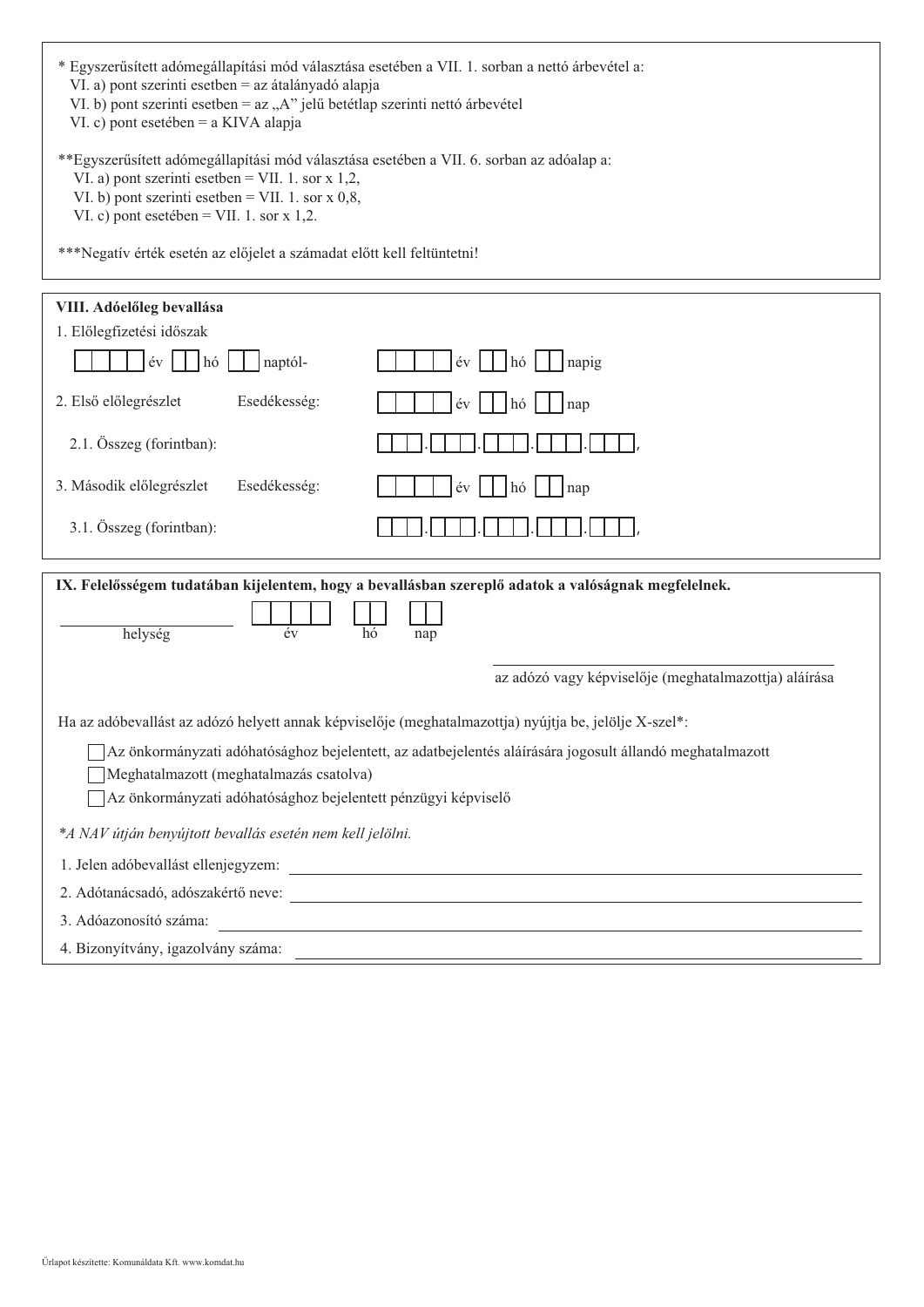\* Egyszerűsített adómegállapítási mód választása esetében a VII. 1. sorban a nettó árbevétel a:
VI. a) pont szerinti esetben = az átalányadó alapja
VI. b) pont szerinti esetben = az „A" jelű betétlap szerinti nettó árbevétel
VI. c) pont esetében = a KIVA alapja

\*\*Egyszerűsített adómegállapítási mód választása esetében a VII. 6. sorban az adóalap a:
VI. a) pont szerinti esetben = VII. 1. sor x 1,2,
VI. b) pont szerinti esetben = VII. 1. sor x 0,8,
VI. c) pont esetében = VII. 1. sor x 1,2.

\*\*\*Negatív érték esetén az előjelet a számadat előtt kell feltüntetni!

## VIII. Adóelőleg bevallása

1. Előlegfizetési időszak

☐☐☐☐ év ☐☐ hó ☐☐ naptól- ☐☐☐☐ év ☐☐ hó ☐☐ napig

2. Első előlegrészlet Esedékesség: ☐☐☐☐ év ☐☐ hó ☐☐ nap

 2.1. Összeg (forintban): ☐☐☐.☐☐☐.☐☐☐.☐☐☐.☐☐☐,

3. Második előlegrészlet Esedékesség: ☐☐☐☐ év ☐☐ hó ☐☐ nap

 3.1. Összeg (forintban): ☐☐☐.☐☐☐.☐☐☐.☐☐☐.☐☐☐,

## IX. Felelősségem tudatában kijelentem, hogy a bevallásban szereplő adatok a valóságnak megfelelnek.

\_\_\_\_\_\_\_\_\_\_\_\_\_\_\_\_ ☐☐☐☐ ☐☐ ☐☐
helység év hó nap

\_\_\_\_\_\_\_\_\_\_\_\_\_\_\_\_\_\_\_\_\_\_\_\_\_\_\_\_\_\_
az adózó vagy képviselője (meghatalmazottja) aláírása

Ha az adóbevallást az adózó helyett annak képviselője (meghatalmazottja) nyújtja be, jelölje X-szel\*:

- ☐ Az önkormányzati adóhatósághoz bejelentett, az adatbejelentés aláírására jogosult állandó meghatalmazott
- ☐ Meghatalmazott (meghatalmazás csatolva)
- ☐ Az önkormányzati adóhatósághoz bejelentett pénzügyi képviselő

*\*A NAV útján benyújtott bevallás esetén nem kell jelölni.*

1. Jelen adóbevallást ellenjegyzem: \_\_\_\_\_\_\_\_\_\_\_\_\_\_\_\_\_\_\_\_
2. Adótanácsadó, adószakértő neve: \_\_\_\_\_\_\_\_\_\_\_\_\_\_\_\_\_\_\_\_
3. Adóazonosító száma: \_\_\_\_\_\_\_\_\_\_\_\_\_\_\_\_\_\_\_\_
4. Bizonyítvány, igazolvány száma: \_\_\_\_\_\_\_\_\_\_\_\_\_\_\_\_\_\_\_\_

Űrlapot készítette: Komunáldata Kft. www.komdat.hu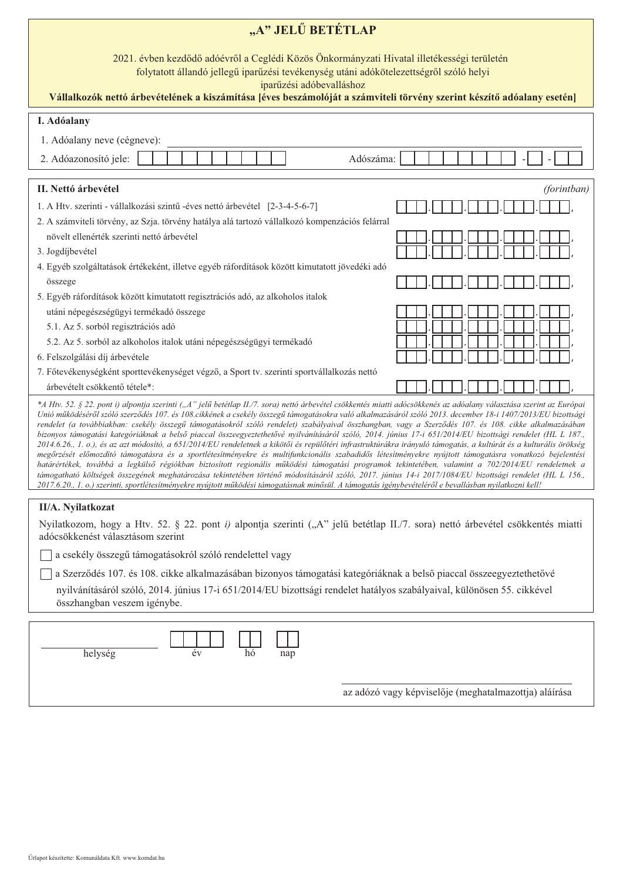# „A" JELŰ BETÉTLAP

2021. évben kezdődő adóévről a Ceglédi Közös Önkormányzati Hivatal illetékességi területén folytatott állandó jellegű iparűzési tevékenység utáni adókötelezettségről szóló helyi iparűzési adóbevalláshoz

**Vállalkozók nettó árbevételének a kiszámítása [éves beszámolóját a számviteli törvény szerint készítő adóalany esetén]**

## I. Adóalany

1. Adóalany neve (cégneve): ______________________

2. Adóazonosító jele: ☐☐☐☐☐☐☐☐☐☐ Adószáma: ☐☐☐☐☐☐☐☐-☐-☐☐

## II. Nettó árbevétel

*(forintban)*

| | |
|---|---|
| 1. A Htv. szerinti - vállalkozási szintű -éves nettó árbevétel [2-3-4-5-6-7] | ☐☐☐.☐☐☐.☐☐☐.☐☐☐.☐☐☐, |
| 2. A számviteli törvény, az Szja. törvény hatálya alá tartozó vállalkozó kompenzációs felárral növelt ellenérték szerinti nettó árbevétel | ☐☐☐.☐☐☐.☐☐☐.☐☐☐.☐☐☐, |
| 3. Jogdíjbevétel | ☐☐☐.☐☐☐.☐☐☐.☐☐☐.☐☐☐, |
| 4. Egyéb szolgáltatások értékeként, illetve egyéb ráfordítások között kimutatott jövedéki adó összege | ☐☐☐.☐☐☐.☐☐☐.☐☐☐.☐☐☐, |
| 5. Egyéb ráfordítások között kimutatott regisztrációs adó, az alkoholos italok utáni népegészségügyi termékadó összege | ☐☐☐.☐☐☐.☐☐☐.☐☐☐.☐☐☐, |
| 5.1. Az 5. sorból regisztrációs adó | ☐☐☐.☐☐☐.☐☐☐.☐☐☐.☐☐☐, |
| 5.2. Az 5. sorból az alkoholos italok utáni népegészségügyi termékadó | ☐☐☐.☐☐☐.☐☐☐.☐☐☐.☐☐☐, |
| 6. Felszolgálási díj árbevétele | ☐☐☐.☐☐☐.☐☐☐.☐☐☐.☐☐☐, |
| 7. Főtevékenységként sporttevékenységet végző, a Sport tv. szerinti sportvállalkozás nettó árbevételt csökkentő tétele*: | ☐☐☐.☐☐☐.☐☐☐.☐☐☐.☐☐☐, |

*\*A Htv. 52. § 22. pont i) alpontja szerinti („A" jelű betétlap II./7. sora) nettó árbevétel csökkentés miatti adócsökkentés az adóalany választása szerint az Európai Unió működéséről szóló szerződés 107. és 108.cikkének a csekély összegű támogatásokra való alkalmazásáról szóló 2013. december 18-i 1407/2013/EU bizottsági rendelet (a továbbiakban: csekély összegű támogatásokról szóló rendelet) szabályaival összhangban, vagy a Szerződés 107. és 108. cikke alkalmazásában bizonyos támogatási kategóriáknak a belső piaccal összeegyeztethetővé nyilvánításáról szóló, 2014. június 17-i 651/2014/EU bizottsági rendelet (HL L 187., 2014.6.26., 1. o.), és az azt módosító, a 651/2014/EU rendeletnek a kikötői és repülőtéri infrastruktúrákra irányuló támogatás, a kultúrát és a kulturális örökség megőrzését előmozdító támogatásra és a sportlétesítményekre és multifunkcionális szabadidős létesítményekre nyújtott támogatásra vonatkozó bejelentési határértékek, továbbá a legkülső régiókban biztosított regionális működési támogatási programok tekintetében, valamint a 702/2014/EU rendeletnek a támogatható költségek összegének meghatározása tekintetében történő módosításáról szóló, 2017. június 14-i 2017/1084/EU bizottsági rendelet (HL L 156., 2017.6.20., 1. o.) szerinti, sportlétesítményekre nyújtott működési támogatásnak minősül. A támogatás igénybevételéről e bevallásban nyilatkozni kell!*

## II/A. Nyilatkozat

Nyilatkozom, hogy a Htv. 52. § 22. pont *i)* alpontja szerinti („A" jelű betétlap II./7. sora) nettó árbevétel csökkentés miatti adócsökkenést választásom szerint

☐ a csekély összegű támogatásokról szóló rendelettel vagy

☐ a Szerződés 107. és 108. cikke alkalmazásában bizonyos támogatási kategóriáknak a belső piaccal összeegyeztethetővé nyilvánításáról szóló, 2014. június 17-i 651/2014/EU bizottsági rendelet hatályos szabályaival, különösen 55. cikkével összhangban veszem igénybe.

______________ ☐☐☐☐ ☐☐ ☐☐
helység év hó nap

______________________________
az adózó vagy képviselője (meghatalmazottja) aláírása

Űrlapot készítette: Komunáldata Kft. www.komdat.hu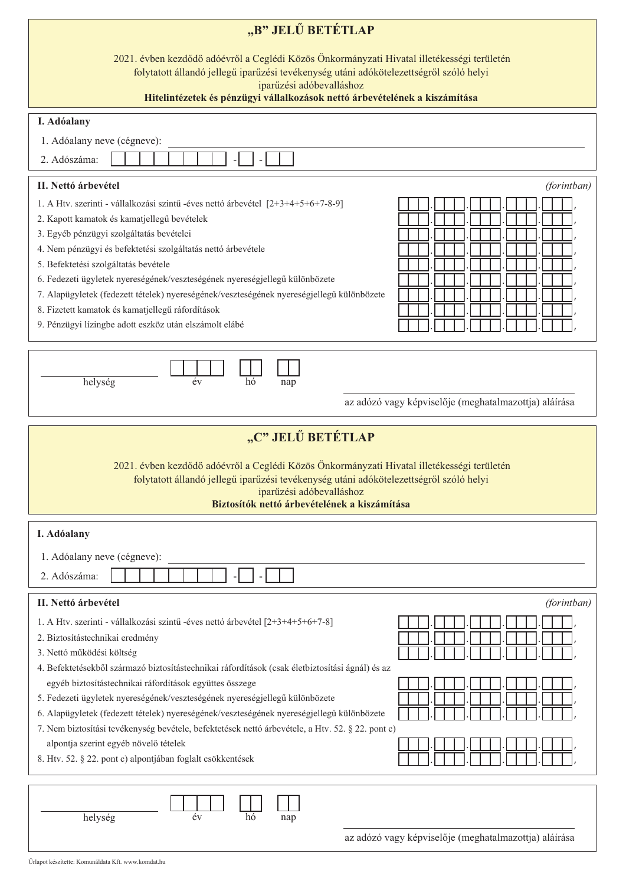# „B" JELŰ BETÉTLAP

2021. évben kezdődő adóévről a Ceglédi Közös Önkormányzati Hivatal illetékességi területén folytatott állandó jellegű iparűzési tevékenység utáni adókötelezettségről szóló helyi iparűzési adóbevalláshoz

**Hitelintézetek és pénzügyi vállalkozások nettó árbevételének a kiszámítása**

## I. Adóalany

1. Adóalany neve (cégneve): ______________________________
2. Adószáma: ☐☐☐☐☐☐☐☐ - ☐ - ☐☐

## II. Nettó árbevétel

*(forintban)*

| | |
|---|---|
| 1. A Htv. szerinti - vállalkozási szintű -éves nettó árbevétel [2+3+4+5+6+7-8-9] | ☐☐☐.☐☐☐.☐☐☐.☐☐☐.☐☐☐, |
| 2. Kapott kamatok és kamatjellegű bevételek | ☐☐☐.☐☐☐.☐☐☐.☐☐☐.☐☐☐, |
| 3. Egyéb pénzügyi szolgáltatás bevételei | ☐☐☐.☐☐☐.☐☐☐.☐☐☐.☐☐☐, |
| 4. Nem pénzügyi és befektetési szolgáltatás nettó árbevétele | ☐☐☐.☐☐☐.☐☐☐.☐☐☐.☐☐☐, |
| 5. Befektetési szolgáltatás bevétele | ☐☐☐.☐☐☐.☐☐☐.☐☐☐.☐☐☐, |
| 6. Fedezeti ügyletek nyereségének/veszteségének nyereségjellegű különbözete | ☐☐☐.☐☐☐.☐☐☐.☐☐☐.☐☐☐, |
| 7. Alapügyletek (fedezett tételek) nyereségének/veszteségének nyereségjellegű különbözete | ☐☐☐.☐☐☐.☐☐☐.☐☐☐.☐☐☐, |
| 8. Fizetett kamatok és kamatjellegű ráfordítások | ☐☐☐.☐☐☐.☐☐☐.☐☐☐.☐☐☐, |
| 9. Pénzügyi lízingbe adott eszköz után elszámolt elábé | ☐☐☐.☐☐☐.☐☐☐.☐☐☐.☐☐☐, |

______________________ ☐☐☐☐ ☐☐ ☐☐
helység év hó nap

______________________________
az adózó vagy képviselője (meghatalmazottja) aláírása

# „C" JELŰ BETÉTLAP

2021. évben kezdődő adóévről a Ceglédi Közös Önkormányzati Hivatal illetékességi területén folytatott állandó jellegű iparűzési tevékenység utáni adókötelezettségről szóló helyi iparűzési adóbevalláshoz

**Biztosítók nettó árbevételének a kiszámítása**

## I. Adóalany

1. Adóalany neve (cégneve): ______________________________
2. Adószáma: ☐☐☐☐☐☐☐☐ - ☐ - ☐☐

## II. Nettó árbevétel

*(forintban)*

| | |
|---|---|
| 1. A Htv. szerinti - vállalkozási szintű -éves nettó árbevétel [2+3+4+5+6+7-8] | ☐☐☐.☐☐☐.☐☐☐.☐☐☐.☐☐☐, |
| 2. Biztosítástechnikai eredmény | ☐☐☐.☐☐☐.☐☐☐.☐☐☐.☐☐☐, |
| 3. Nettó működési költség | ☐☐☐.☐☐☐.☐☐☐.☐☐☐.☐☐☐, |
| 4. Befektetésekből származó biztosítástechnikai ráfordítások (csak életbiztosítási ágnál) és az egyéb biztosítástechnikai ráfordítások együttes összege | ☐☐☐.☐☐☐.☐☐☐.☐☐☐.☐☐☐, |
| 5. Fedezeti ügyletek nyereségének/veszteségének nyereségjellegű különbözete | ☐☐☐.☐☐☐.☐☐☐.☐☐☐.☐☐☐, |
| 6. Alapügyletek (fedezett tételek) nyereségének/veszteségének nyereségjellegű különbözete | ☐☐☐.☐☐☐.☐☐☐.☐☐☐.☐☐☐, |
| 7. Nem biztosítási tevékenység bevétele, befektetések nettó árbevétele, a Htv. 52. § 22. pont c) alpontja szerint egyéb növelő tételek | ☐☐☐.☐☐☐.☐☐☐.☐☐☐.☐☐☐, |
| 8. Htv. 52. § 22. pont c) alpontjában foglalt csökkentések | ☐☐☐.☐☐☐.☐☐☐.☐☐☐.☐☐☐, |

______________________ ☐☐☐☐ ☐☐ ☐☐
helység év hó nap

______________________________
az adózó vagy képviselője (meghatalmazottja) aláírása

Űrlapot készítette: Komunáldata Kft. www.komdat.hu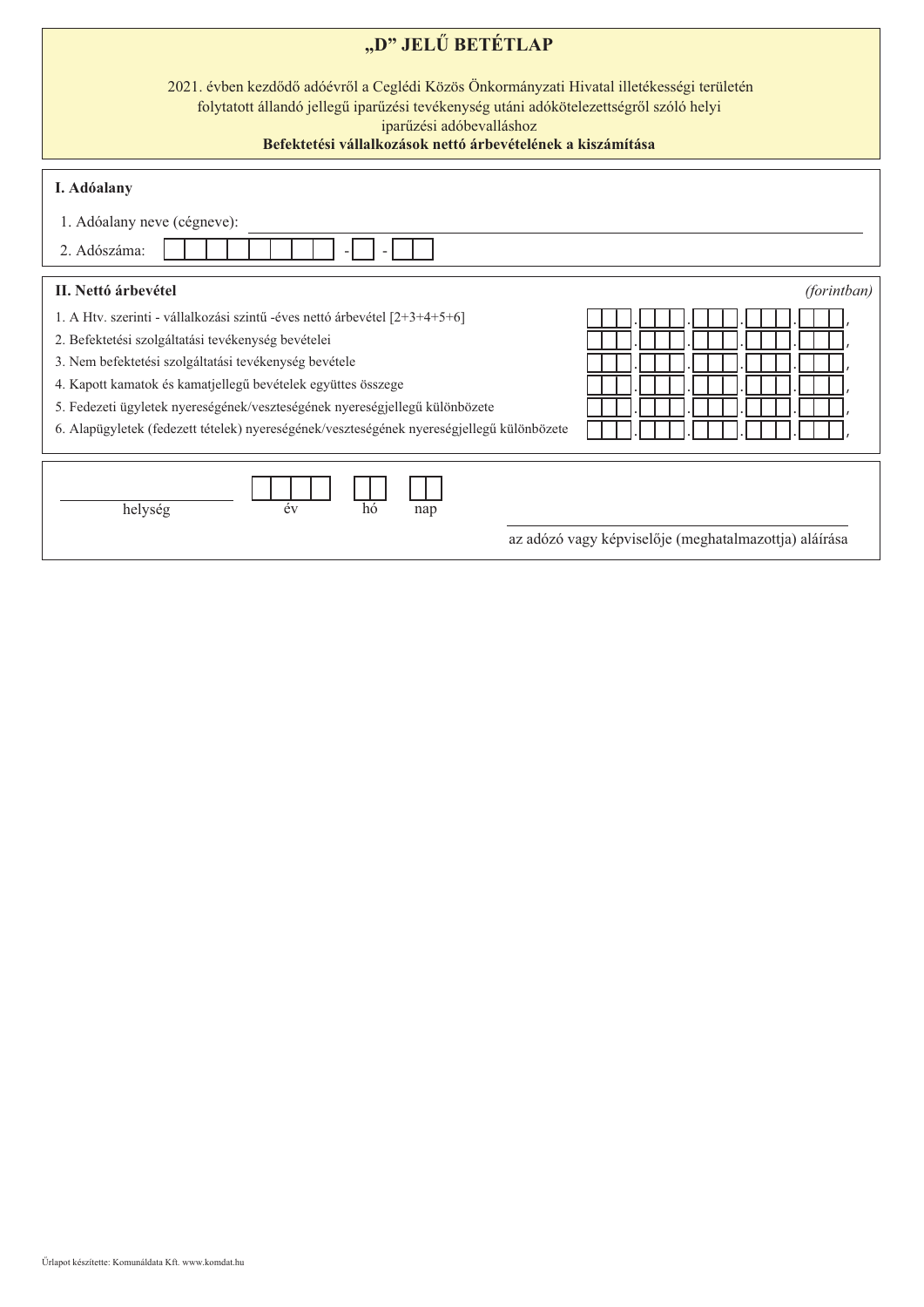# „D" JELŰ BETÉTLAP

2021. évben kezdődő adóévről a Ceglédi Közös Önkormányzati Hivatal illetékességi területén folytatott állandó jellegű iparűzési tevékenység utáni adókötelezettségről szóló helyi iparűzési adóbevalláshoz

**Befektetési vállalkozások nettó árbevételének a kiszámítása**

## I. Adóalany

1. Adóalany neve (cégneve): ______________________________

2. Adószáma: ☐☐☐☐☐☐☐☐ - ☐ - ☐☐

## II. Nettó árbevétel

*(forintban)*

| | |
|---|---|
| 1. A Htv. szerinti - vállalkozási szintű -éves nettó árbevétel [2+3+4+5+6] | ☐☐☐.☐☐☐.☐☐☐.☐☐☐.☐☐☐, |
| 2. Befektetési szolgáltatási tevékenység bevételei | ☐☐☐.☐☐☐.☐☐☐.☐☐☐.☐☐☐, |
| 3. Nem befektetési szolgáltatási tevékenység bevétele | ☐☐☐.☐☐☐.☐☐☐.☐☐☐.☐☐☐, |
| 4. Kapott kamatok és kamatjellegű bevételek együttes összege | ☐☐☐.☐☐☐.☐☐☐.☐☐☐.☐☐☐, |
| 5. Fedezeti ügyletek nyereségének/veszteségének nyereségjellegű különbözete | ☐☐☐.☐☐☐.☐☐☐.☐☐☐.☐☐☐, |
| 6. Alapügyletek (fedezett tételek) nyereségének/veszteségének nyereségjellegű különbözete | ☐☐☐.☐☐☐.☐☐☐.☐☐☐.☐☐☐, |

______________________ ☐☐☐☐ ☐☐ ☐☐
helység év hó nap

______________________________
az adózó vagy képviselője (meghatalmazottja) aláírása

Űrlapot készítette: Komunáldata Kft. www.komdat.hu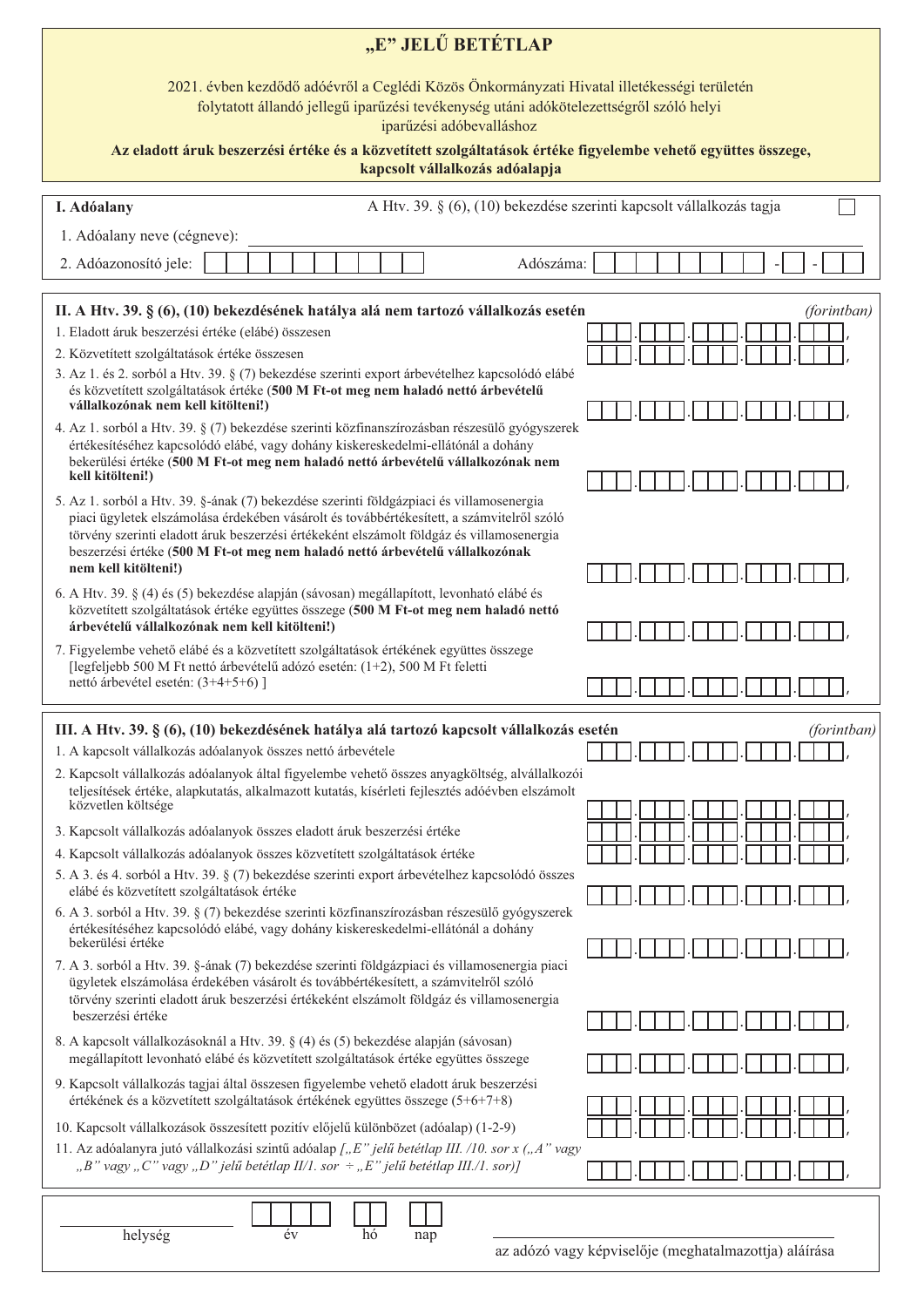# „E" JELŰ BETÉTLAP

2021. évben kezdődő adóévről a Ceglédi Közös Önkormányzati Hivatal illetékességi területén folytatott állandó jellegű iparűzési tevékenység utáni adókötelezettségről szóló helyi iparűzési adóbevalláshoz

**Az eladott áruk beszerzési értéke és a közvetített szolgáltatások értéke figyelembe vehető együttes összege, kapcsolt vállalkozás adóalapja**

## I. Adóalany

A Htv. 39. § (6), (10) bekezdése szerinti kapcsolt vállalkozás tagja ☐

1. Adóalany neve (cégneve): ____________________

2. Adóazonosító jele: ____________________ Adószáma: ________ - __ - __

## II. A Htv. 39. § (6), (10) bekezdésének hatálya alá nem tartozó vállalkozás esetén

*(forintban)*

| | |
|---|---|
| 1. Eladott áruk beszerzési értéke (elábé) összesen | |
| 2. Közvetített szolgáltatások értéke összesen | |
| 3. Az 1. és 2. sorból a Htv. 39. § (7) bekezdése szerinti export árbevételhez kapcsolódó elábé és közvetített szolgáltatások értéke (**500 M Ft-ot meg nem haladó nettó árbevételű vállalkozónak nem kell kitölteni!**) | |
| 4. Az 1. sorból a Htv. 39. § (7) bekezdése szerinti közfinanszírozásban részesülő gyógyszerek értékesítéséhez kapcsolódó elábé, vagy dohány kiskereskedelmi-ellátónál a dohány bekerülési értéke (**500 M Ft-ot meg nem haladó nettó árbevételű vállalkozónak nem kell kitölteni!**) | |
| 5. Az 1. sorból a Htv. 39. §-ának (7) bekezdése szerinti földgázpiaci és villamosenergia piaci ügyletek elszámolása érdekében vásárolt és továbbértékesített, a számvitelről szóló törvény szerinti eladott áruk beszerzési értékeként elszámolt földgáz és villamosenergia beszerzési értéke (**500 M Ft-ot meg nem haladó nettó árbevételű vállalkozónak nem kell kitölteni!**) | |
| 6. A Htv. 39. § (4) és (5) bekezdése alapján (sávosan) megállapított, levonható elábé és közvetített szolgáltatások értéke együttes összege (**500 M Ft-ot meg nem haladó nettó árbevételű vállalkozónak nem kell kitölteni!**) | |
| 7. Figyelembe vehető elábé és a közvetített szolgáltatások értékének együttes összege [legfeljebb 500 M Ft nettó árbevételű adózó esetén: (1+2), 500 M Ft feletti nettó árbevétel esetén: (3+4+5+6) ] | |

## III. A Htv. 39. § (6), (10) bekezdésének hatálya alá tartozó kapcsolt vállalkozás esetén

*(forintban)*

| | |
|---|---|
| 1. A kapcsolt vállalkozás adóalanyok összes nettó árbevétele | |
| 2. Kapcsolt vállalkozás adóalanyok által figyelembe vehető összes anyagköltség, alvállalkozói teljesítések értéke, alapkutatás, alkalmazott kutatás, kísérleti fejlesztés adóévben elszámolt közvetlen költsége | |
| 3. Kapcsolt vállalkozás adóalanyok összes eladott áruk beszerzési értéke | |
| 4. Kapcsolt vállalkozás adóalanyok összes közvetített szolgáltatások értéke | |
| 5. A 3. és 4. sorból a Htv. 39. § (7) bekezdése szerinti export árbevételhez kapcsolódó összes elábé és közvetített szolgáltatások értéke | |
| 6. A 3. sorból a Htv. 39. § (7) bekezdése szerinti közfinanszírozásban részesülő gyógyszerek értékesítéséhez kapcsolódó elábé, vagy dohány kiskereskedelmi-ellátónál a dohány bekerülési értéke | |
| 7. A 3. sorból a Htv. 39. §-ának (7) bekezdése szerinti földgázpiaci és villamosenergia piaci ügyletek elszámolása érdekében vásárolt és továbbértékesített, a számvitelről szóló törvény szerinti eladott áruk beszerzési értékeként elszámolt földgáz és villamosenergia beszerzési értéke | |
| 8. A kapcsolt vállalkozásoknál a Htv. 39. § (4) és (5) bekezdése alapján (sávosan) megállapított levonható elábé és közvetített szolgáltatások értéke együttes összege | |
| 9. Kapcsolt vállalkozás tagjai által összesen figyelembe vehető eladott áruk beszerzési értékének és a közvetített szolgáltatások értékének együttes összege (5+6+7+8) | |
| 10. Kapcsolt vállalkozások összesített pozitív előjelű különbözet (adóalap) (1-2-9) | |
| 11. Az adóalanyra jutó vállalkozási szintű adóalap *[„E" jelű betétlap III. /10. sor x („A" vagy „B" vagy „C" vagy „D" jelű betétlap II/1. sor ÷ „E" jelű betétlap III./1. sor)]* | |

____________________ helység ______ év ___ hó ___ nap

____________________
az adózó vagy képviselője (meghatalmazottja) aláírása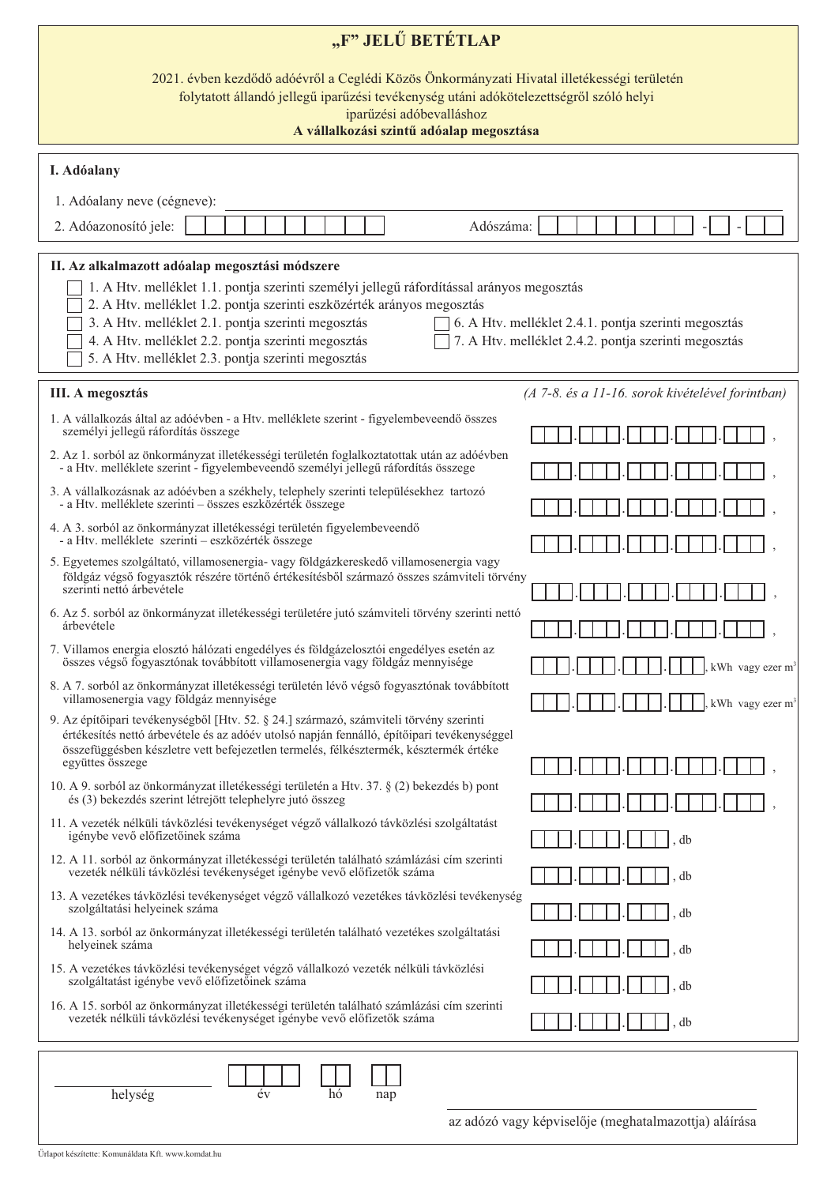# „F" JELŰ BETÉTLAP

2021. évben kezdődő adóévről a Ceglédi Közös Önkormányzati Hivatal illetékességi területén folytatott állandó jellegű iparűzési tevékenység utáni adókötelezettségről szóló helyi iparűzési adóbevalláshoz

**A vállalkozási szintű adóalap megosztása**

## I. Adóalany

1. Adóalany neve (cégneve): ______________________________

2. Adóazonosító jele: ☐☐☐☐☐☐☐☐☐☐ Adószáma: ☐☐☐☐☐☐☐☐-☐-☐☐

## II. Az alkalmazott adóalap megosztási módszere

- ☐ 1. A Htv. melléklet 1.1. pontja szerinti személyi jellegű ráfordítással arányos megosztás
- ☐ 2. A Htv. melléklet 1.2. pontja szerinti eszközérték arányos megosztás
- ☐ 3. A Htv. melléklet 2.1. pontja szerinti megosztás
- ☐ 4. A Htv. melléklet 2.2. pontja szerinti megosztás
- ☐ 5. A Htv. melléklet 2.3. pontja szerinti megosztás
- ☐ 6. A Htv. melléklet 2.4.1. pontja szerinti megosztás
- ☐ 7. A Htv. melléklet 2.4.2. pontja szerinti megosztás

## III. A megosztás

*(A 7-8. és a 11-16. sorok kivételével forintban)*

| Sor | Érték |
|---|---|
| 1. A vállalkozás által az adóévben - a Htv. melléklete szerint - figyelembeveendő összes személyi jellegű ráfordítás összege | ☐☐☐.☐☐☐.☐☐☐.☐☐☐.☐☐☐ , |
| 2. Az 1. sorból az önkormányzat illetékességi területén foglalkoztatottak után az adóévben - a Htv. melléklete szerint - figyelembeveendő személyi jellegű ráfordítás összege | ☐☐☐.☐☐☐.☐☐☐.☐☐☐.☐☐☐ , |
| 3. A vállalkozásnak az adóévben a székhely, telephely szerinti településekhez tartozó - a Htv. melléklete szerinti – összes eszközérték összege | ☐☐☐.☐☐☐.☐☐☐.☐☐☐.☐☐☐ , |
| 4. A 3. sorból az önkormányzat illetékességi területén figyelembeveendő - a Htv. melléklete szerinti – eszközérték összege | ☐☐☐.☐☐☐.☐☐☐.☐☐☐.☐☐☐ , |
| 5. Egyetemes szolgáltató, villamosenergia- vagy földgázkereskedő villamosenergia vagy földgáz végső fogyasztók részére történő értékesítésből származó összes számviteli törvény szerinti nettó árbevétele | ☐☐☐.☐☐☐.☐☐☐.☐☐☐.☐☐☐ , |
| 6. Az 5. sorból az önkormányzat illetékességi területére jutó számviteli törvény szerinti nettó árbevétele | ☐☐☐.☐☐☐.☐☐☐.☐☐☐.☐☐☐ , |
| 7. Villamos energia elosztó hálózati engedélyes és földgázelosztói engedélyes esetén az összes végső fogyasztónak továbbított villamosenergia vagy földgáz mennyisége | ☐☐☐.☐☐☐.☐☐☐.☐☐☐ , kWh vagy ezer $m^3$ |
| 8. A 7. sorból az önkormányzat illetékességi területén lévő végső fogyasztónak továbbított villamosenergia vagy földgáz mennyisége | ☐☐☐.☐☐☐.☐☐☐.☐☐☐ , kWh vagy ezer $m^3$ |
| 9. Az építőipari tevékenységből [Htv. 52. § 24.] származó, számviteli törvény szerinti értékesítés nettó árbevétele és az adóév utolsó napján fennálló, építőipari tevékenységgel összefüggésben készletre vett befejezetlen termelés, félkésztermék, késztermék értéke együttes összege | ☐☐☐.☐☐☐.☐☐☐.☐☐☐.☐☐☐ , |
| 10. A 9. sorból az önkormányzat illetékességi területén a Htv. 37. § (2) bekezdés b) pont és (3) bekezdés szerint létrejött telephelyre jutó összeg | ☐☐☐.☐☐☐.☐☐☐.☐☐☐.☐☐☐ , |
| 11. A vezeték nélküli távközlési tevékenységet végző vállalkozó távközlési szolgáltatást igénybe vevő előfizetőinek száma | ☐☐☐.☐☐☐.☐☐☐ , db |
| 12. A 11. sorból az önkormányzat illetékességi területén található számlázási cím szerinti vezeték nélküli távközlési tevékenységet igénybe vevő előfizetők száma | ☐☐☐.☐☐☐.☐☐☐ , db |
| 13. A vezetékes távközlési tevékenységet végző vállalkozó vezetékes távközlési tevékenység szolgáltatási helyeinek száma | ☐☐☐.☐☐☐.☐☐☐ , db |
| 14. A 13. sorból az önkormányzat illetékességi területén található vezetékes szolgáltatási helyeinek száma | ☐☐☐.☐☐☐.☐☐☐ , db |
| 15. A vezetékes távközlési tevékenységet végző vállalkozó vezeték nélküli távközlési szolgáltatást igénybe vevő előfizetőinek száma | ☐☐☐.☐☐☐.☐☐☐ , db |
| 16. A 15. sorból az önkormányzat illetékességi területén található számlázási cím szerinti vezeték nélküli távközlési tevékenységet igénybe vevő előfizetők száma | ☐☐☐.☐☐☐.☐☐☐ , db |

______________________ ☐☐☐☐ ☐☐ ☐☐

helység év hó nap

______________________________

az adózó vagy képviselője (meghatalmazottja) aláírása

Űrlapot készítette: Komunáldata Kft. www.komdat.hu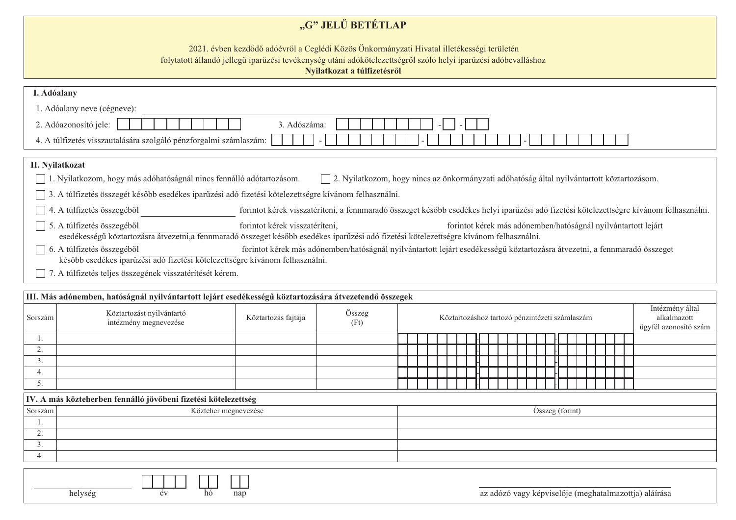# „G" JELŰ BETÉTLAP

2021. évben kezdődő adóévről a Ceglédi Közös Önkormányzati Hivatal illetékességi területén folytatott állandó jellegű iparűzési tevékenység utáni adókötelezettségről szóló helyi iparűzési adóbevalláshoz

**Nyilatkozat a túlfizetésről**

## I. Adóalany

1. Adóalany neve (cégneve): ______________________________

2. Adóazonosító jele: ☐☐☐☐☐☐☐☐☐☐

3. Adószáma: ☐☐☐☐☐☐☐☐ - ☐ - ☐☐

4. A túlfizetés visszautalására szolgáló pénzforgalmi számlaszám: ☐☐☐☐ - ☐☐☐☐☐☐☐☐ - ☐☐☐☐☐☐☐☐ - ☐☐☐☐☐☐☐☐

## II. Nyilatkozat

☐ 1. Nyilatkozom, hogy más adóhatóságnál nincs fennálló adótartozásom.

☐ 2. Nyilatkozom, hogy nincs az önkormányzati adóhatóság által nyilvántartott köztartozásom.

☐ 3. A túlfizetés összegét később esedékes iparűzési adó fizetési kötelezettségre kívánom felhasználni.

☐ 4. A túlfizetés összegéből ____________ forintot kérek visszatéríteni, a fennmaradó összeget később esedékes helyi iparűzési adó fizetési kötelezettségre kívánom felhasználni.

☐ 5. A túlfizetés összegéből ____________ forintot kérek visszatéríteni, ____________ forintot kérek más adónemben/hatóságnál nyilvántartott lejárt esedékességű köztartozásra átvezetni,a fennmaradó összeget később esedékes iparűzési adó fizetési kötelezettségre kívánom felhasználni.

☐ 6. A túlfizetés összegéből ____________ forintot kérek más adónemben/hatóságnál nyilvántartott lejárt esedékességű köztartozásra átvezetni, a fennmaradó összeget később esedékes iparűzési adó fizetési kötelezettségre kívánom felhasználni.

☐ 7. A túlfizetés teljes összegének visszatérítését kérem.

## III. Más adónemben, hatóságnál nyilvántartott lejárt esedékességű köztartozására átvezetendő összegek

| Sorszám | Köztartozást nyilvántartó intézmény megnevezése | Köztartozás fajtája | Összeg (Ft) | Köztartozáshoz tartozó pénzintézeti számlaszám | Intézmény által alkalmazott ügyfél azonosító szám |
|---|---|---|---|---|---|
| 1. | | | | ☐☐☐☐☐☐☐☐-☐☐☐☐☐☐☐☐-☐☐☐☐☐☐☐☐ | |
| 2. | | | | ☐☐☐☐☐☐☐☐-☐☐☐☐☐☐☐☐-☐☐☐☐☐☐☐☐ | |
| 3. | | | | ☐☐☐☐☐☐☐☐-☐☐☐☐☐☐☐☐-☐☐☐☐☐☐☐☐ | |
| 4. | | | | ☐☐☐☐☐☐☐☐-☐☐☐☐☐☐☐☐-☐☐☐☐☐☐☐☐ | |
| 5. | | | | ☐☐☐☐☐☐☐☐-☐☐☐☐☐☐☐☐-☐☐☐☐☐☐☐☐ | |

## IV. A más közteherben fennálló jövőbeni fizetési kötelezettség

| Sorszám | Közteher megnevezése | Összeg (forint) |
|---|---|---|
| 1. | | |
| 2. | | |
| 3. | | |
| 4. | | |

______________ ☐☐☐☐ ☐☐ ☐☐
helység év hó nap

______________________________
az adózó vagy képviselője (meghatalmazottja) aláírása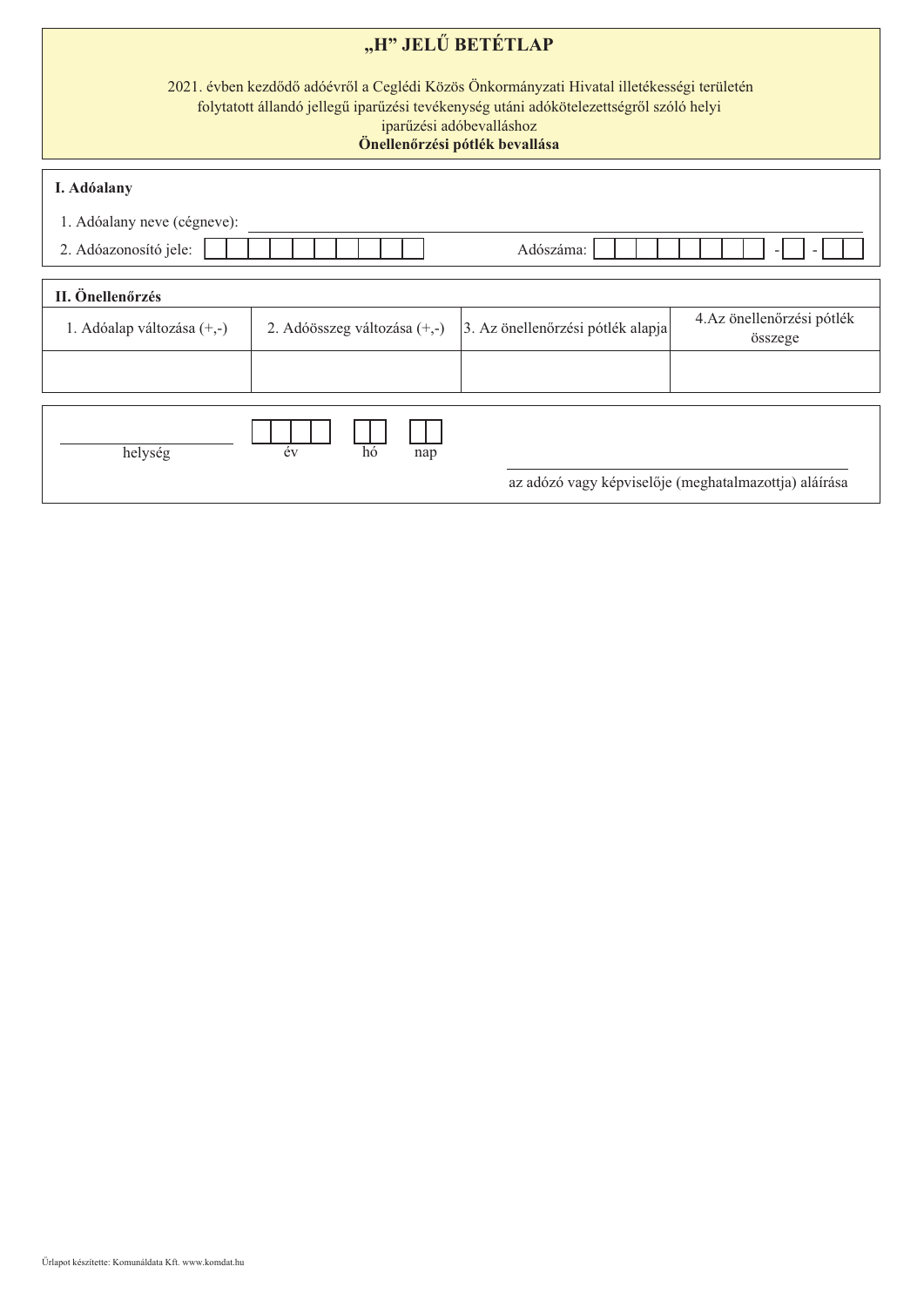# „H" JELŰ BETÉTLAP

2021. évben kezdődő adóévről a Ceglédi Közös Önkormányzati Hivatal illetékességi területén folytatott állandó jellegű iparűzési tevékenység utáni adókötelezettségről szóló helyi iparűzési adóbevalláshoz

**Önellenőrzési pótlék bevallása**

## I. Adóalany

1. Adóalany neve (cégneve): ______________________

2. Adóazonosító jele: ☐☐☐☐☐☐☐☐☐☐ Adószáma: ☐☐☐☐☐☐☐☐ - ☐ - ☐☐

## II. Önellenőrzés

| 1. Adóalap változása (+,-) | 2. Adóösszeg változása (+,-) | 3. Az önellenőrzési pótlék alapja | 4.Az önellenőrzési pótlék összege |
|---|---|---|---|
| | | | |

______________ ☐☐☐☐ ☐☐ ☐☐
helység év hó nap

______________________________
az adózó vagy képviselője (meghatalmazottja) aláírása

Űrlapot készítette: Komunáldata Kft. www.komdat.hu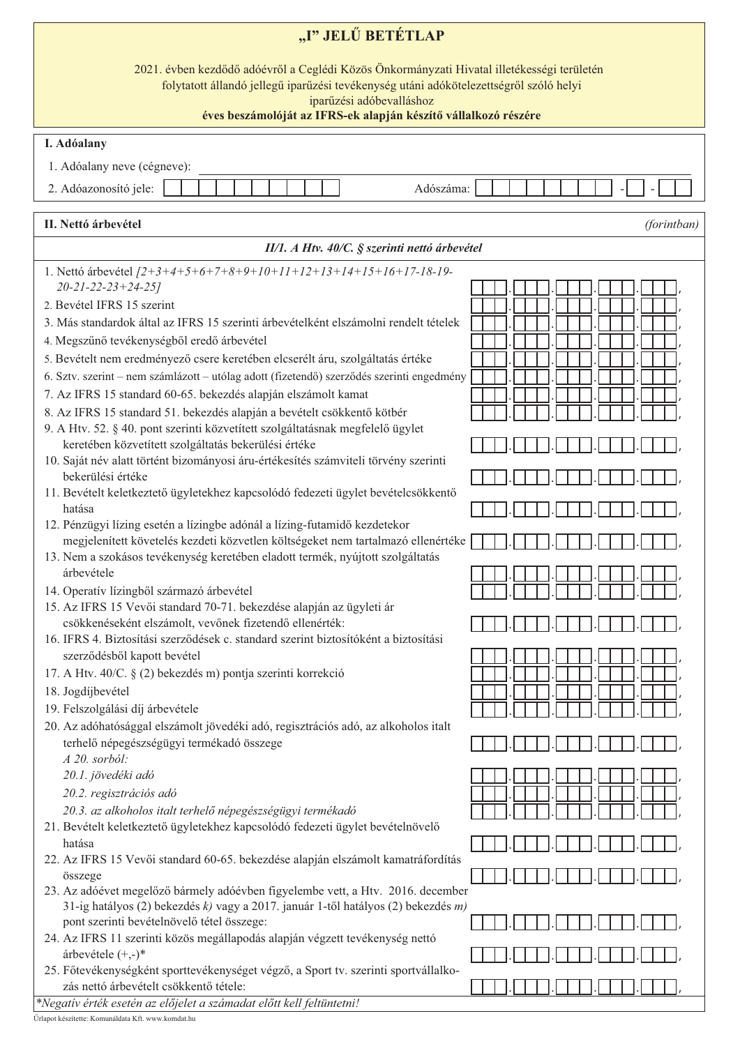# „I" JELŰ BETÉTLAP

2021. évben kezdődő adóévről a Ceglédi Közös Önkormányzati Hivatal illetékességi területén folytatott állandó jellegű iparűzési tevékenység utáni adókötelezettségről szóló helyi iparűzési adóbevalláshoz

**éves beszámolóját az IFRS-ek alapján készítő vállalkozó részére**

## I. Adóalany

1. Adóalany neve (cégneve): ____________________

2. Adóazonosító jele: ☐☐☐☐☐☐☐☐☐☐ Adószáma: ☐☐☐☐☐☐☐☐-☐-☐☐

## II. Nettó árbevétel

*(forintban)*

### *II/1. A Htv. 40/C. § szerinti nettó árbevétel*

| Megnevezés | Összeg |
|---|---|
| 1. Nettó árbevétel *[2+3+4+5+6+7+8+9+10+11+12+13+14+15+16+17-18-19-20-21-22-23+24-25]* | ,|
| 2. Bevétel IFRS 15 szerint | ,|
| 3. Más standardok által az IFRS 15 szerinti árbevételként elszámolni rendelt tételek | ,|
| 4. Megszűnő tevékenységből eredő árbevétel | ,|
| 5. Bevételt nem eredményező csere keretében elcserélt áru, szolgáltatás értéke | ,|
| 6. Sztv. szerint – nem számlázott – utólag adott (fizetendő) szerződés szerinti engedmény | ,|
| 7. Az IFRS 15 standard 60-65. bekezdés alapján elszámolt kamat | ,|
| 8. Az IFRS 15 standard 51. bekezdés alapján a bevételt csökkentő kötbér | ,|
| 9. A Htv. 52. § 40. pont szerinti közvetített szolgáltatásnak megfelelő ügylet keretében közvetített szolgáltatás bekerülési értéke | ,|
| 10. Saját név alatt történt bizományosi áru-értékesítés számviteli törvény szerinti bekerülési értéke | ,|
| 11. Bevételt keletkeztető ügyletekhez kapcsolódó fedezeti ügylet bevételcsökkentő hatása | ,|
| 12. Pénzügyi lízing esetén a lízingbe adónál a lízing-futamidő kezdetekor megjelenített követelés kezdeti közvetlen költségeket nem tartalmazó ellenértéke | ,|
| 13. Nem a szokásos tevékenység keretében eladott termék, nyújtott szolgáltatás árbevétele | ,|
| 14. Operatív lízingből származó árbevétel | ,|
| 15. Az IFRS 15 Vevői standard 70-71. bekezdése alapján az ügyleti ár csökkenéseként elszámolt, vevőnek fizetendő ellenérték: | ,|
| 16. IFRS 4. Biztosítási szerződések c. standard szerint biztosítóként a biztosítási szerződésből kapott bevétel | ,|
| 17. A Htv. 40/C. § (2) bekezdés m) pontja szerinti korrekció | ,|
| 18. Jogdíjbevétel | ,|
| 19. Felszolgálási díj árbevétele | ,|
| 20. Az adóhatósággal elszámolt jövedéki adó, regisztrációs adó, az alkoholos italt terhelő népegészségügyi termékadó összege | ,|
| *A 20. sorból:* | |
| *20.1. jövedéki adó* | ,|
| *20.2. regisztrációs adó* | ,|
| *20.3. az alkoholos italt terhelő népegészségügyi termékadó* | ,|
| 21. Bevételt keletkeztető ügyletekhez kapcsolódó fedezeti ügylet bevételnövelő hatása | ,|
| 22. Az IFRS 15 Vevői standard 60-65. bekezdése alapján elszámolt kamatráfordítás összege | ,|
| 23. Az adóévet megelőző bármely adóévben figyelembe vett, a Htv. 2016. december 31-ig hatályos (2) bekezdés *k)* vagy a 2017. január 1-től hatályos (2) bekezdés *m)* pont szerinti bevételnövelő tétel összege: | ,|
| 24. Az IFRS 11 szerinti közös megállapodás alapján végzett tevékenység nettó árbevétele (+,-)* | ,|
| 25. Főtevékenységként sporttevékenységet végző, a Sport tv. szerinti sportvállalkozás nettó árbevételt csökkentő tétele: | ,|

*\*Negatív érték esetén az előjelet a számadat előtt kell feltüntetni!*

Űrlapot készítette: Kommunáldata Kft. www.komdat.hu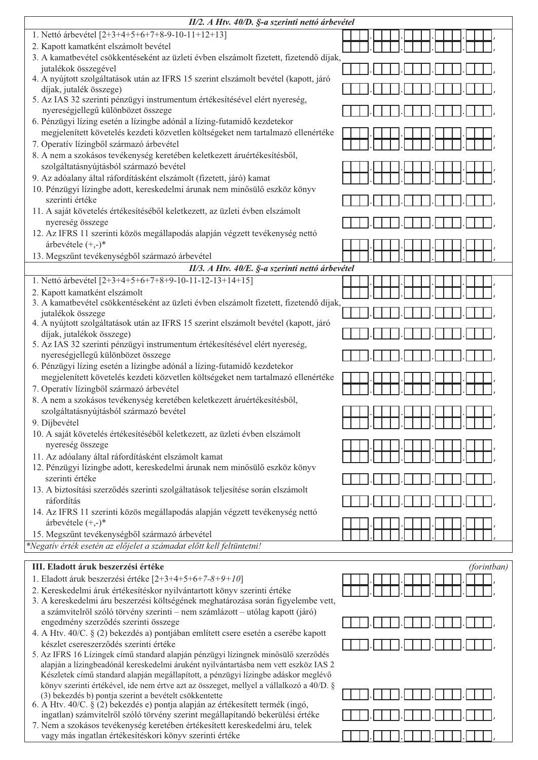| II/2. A Htv. 40/D. §-a szerinti nettó árbevétel | |
|---|---|
| 1. Nettó árbevétel [2+3+4+5+6+7+8-9-10-11+12+13] | . . . . , |
| 2. Kapott kamatként elszámolt bevétel | . . . . , |
| 3. A kamatbevétel csökkentéseként az üzleti évben elszámolt fizetett, fizetendő díjak, jutalékok összegével | . . . . , |
| 4. A nyújtott szolgáltatások után az IFRS 15 szerint elszámolt bevétel (kapott, járó díjak, jutalék összege) | . . . . , |
| 5. Az IAS 32 szerinti pénzügyi instrumentum értékesítésével elért nyereség, nyereségjellegű különbözet összege | . . . . , |
| 6. Pénzügyi lízing esetén a lízingbe adónál a lízing-futamidő kezdetekor megjelenített követelés kezdeti közvetlen költségeket nem tartalmazó ellenértéke | . . . . , |
| 7. Operatív lízingből származó árbevétel | . . . . , |
| 8. A nem a szokásos tevékenység keretében keletkezett áruértékesítésből, szolgáltatásnyújtásból származó bevétel | . . . . , |
| 9. Az adóalany által ráfordításként elszámolt (fizetett, járó) kamat | . . . . , |
| 10. Pénzügyi lízingbe adott, kereskedelmi árunak nem minősülő eszköz könyv szerinti értéke | . . . . , |
| 11. A saját követelés értékesítéséből keletkezett, az üzleti évben elszámolt nyereség összege | . . . . , |
| 12. Az IFRS 11 szerinti közös megállapodás alapján végzett tevékenység nettó árbevétele (+,-)* | . . . . , |
| 13. Megszűnt tevékenységből származó árbevétel | . . . . , |

| II/3. A Htv. 40/E. §-a szerinti nettó árbevétel | |
|---|---|
| 1. Nettó árbevétel [2+3+4+5+6+7+8+9-10-11-12-13+14+15] | . . . . , |
| 2. Kapott kamatként elszámolt | . . . . , |
| 3. A kamatbevétel csökkentéseként az üzleti évben elszámolt fizetett, fizetendő díjak, jutalékok összege | . . . . , |
| 4. A nyújtott szolgáltatások után az IFRS 15 szerint elszámolt bevétel (kapott, járó díjak, jutalékok összege) | . . . . , |
| 5. Az IAS 32 szerinti pénzügyi instrumentum értékesítésével elért nyereség, nyereségjellegű különbözet összege | . . . . , |
| 6. Pénzügyi lízing esetén a lízingbe adónál a lízing-futamidő kezdetekor megjelenített követelés kezdeti közvetlen költségeket nem tartalmazó ellenértéke | . . . . , |
| 7. Operatív lízingből származó árbevétel | . . . . , |
| 8. A nem a szokásos tevékenység keretében keletkezett áruértékesítésből, szolgáltatásnyújtásból származó bevétel | . . . . , |
| 9. Díjbevétel | . . . . , |
| 10. A saját követelés értékesítéséből keletkezett, az üzleti évben elszámolt nyereség összege | . . . . , |
| 11. Az adóalany által ráfordításként elszámolt kamat | . . . . , |
| 12. Pénzügyi lízingbe adott, kereskedelmi árunak nem minősülő eszköz könyv szerinti értéke | . . . . , |
| 13. A biztosítási szerződés szerinti szolgáltatások teljesítése során elszámolt ráfordítás | . . . . , |
| 14. Az IFRS 11 szerinti közös megállapodás alapján végzett tevékenység nettó árbevétele (+,-)* | . . . . , |
| 15. Megszűnt tevékenységből származó árbevétel | . . . . , |

*Negatív érték esetén az előjelet a számadat előtt kell feltüntetni!*

| **III. Eladott áruk beszerzési értéke** | *(forintban)* |
|---|---|
| 1. Eladott áruk beszerzési értéke [2+3+4+5+6+*7-8+9+10*] | . . . . , |
| 2. Kereskedelmi áruk értékesítéskor nyilvántartott könyv szerinti értéke | . . . . , |
| 3. A kereskedelmi áru beszerzési költségének meghatározása során figyelembe vett, a számvitelről szóló törvény szerinti – nem számlázott – utólag kapott (járó) engedmény szerződés szerinti összege | . . . . , |
| 4. A Htv. 40/C. § (2) bekezdés a) pontjában említett csere esetén a cserébe kapott készlet csereszerződés szerinti értéke | . . . . , |
| 5. Az IFRS 16 Lízingek című standard alapján pénzügyi lízingnek minősülő szerződés alapján a lízingbeadónál kereskedelmi áruként nyilvántartásba nem vett eszköz IAS 2 Készletek című standard alapján megállapított, a pénzügyi lízingbe adáskor meglévő könyv szerinti értékével, ide nem értve azt az összeget, mellyel a vállalkozó a 40/D. § (3) bekezdés b) pontja szerint a bevételt csökkentette | . . . . , |
| 6. A Htv. 40/C. § (2) bekezdés e) pontja alapján az értékesített termék (ingó, ingatlan) számvitelről szóló törvény szerint megállapítandó bekerülési értéke | . . . . , |
| 7. Nem a szokásos tevékenység keretében értékesített kereskedelmi áru, telek vagy más ingatlan értékesítéskori könyv szerinti értéke | . . . . , |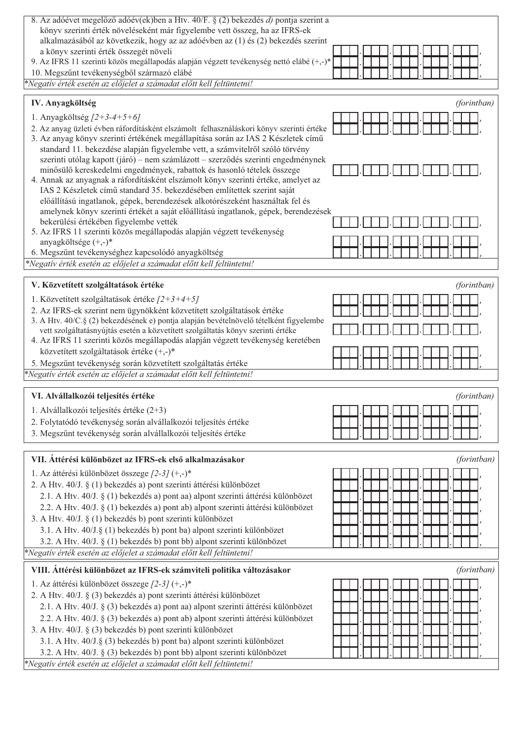8. Az adóévet megelőző adóév(ek)ben a Htv. 40/F. § (2) bekezdés *d)* pontja szerint a könyv szerinti érték növeléseként már figyelembe vett összeg, ha az IFRS-ek alkalmazásából az következik, hogy az az adóévben az (1) és (2) bekezdés szerint a könyv szerinti érték összegét növeli
9. Az IFRS 11 szerinti közös megállapodás alapján végzett tevékenység nettó elábé (+,-)*
10. Megszűnt tevékenységből származó elábé

*\*Negatív érték esetén az előjelet a számadat előtt kell feltüntetni!*

## IV. Anyagköltség

*(forintban)*

1. Anyagköltség *[2+3-4+5+6]*
2. Az anyag üzleti évben ráfordításként elszámolt felhasználáskori könyv szerinti értéke
3. Az anyag könyv szerinti értékének megállapítása során az IAS 2 Készletek című standard 11. bekezdése alapján figyelembe vett, a számvitelről szóló törvény szerinti utólag kapott (járó) – nem számlázott – szerződés szerinti engedménynek minősülő kereskedelmi engedmények, rabattok és hasonló tételek összege
4. Annak az anyagnak a ráfordításként elszámolt könyv szerinti értéke, amelyet az IAS 2 Készletek című standard 35. bekezdésében említettek szerint saját előállítású ingatlanok, gépek, berendezések alkotórészeként használtak fel és amelynek könyv szerinti értékét a saját előállítású ingatlanok, gépek, berendezések bekerülési értékében figyelembe vették
5. Az IFRS 11 szerinti közös megállapodás alapján végzett tevékenység anyagköltsége (+,-)*
6. Megszűnt tevékenységhez kapcsolódó anyagköltség

*\*Negatív érték esetén az előjelet a számadat előtt kell feltüntetni!*

## V. Közvetített szolgáltatások értéke

*(forintban)*

1. Közvetített szolgáltatások értéke *[2+3+4+5]*
2. Az IFRS-ek szerint nem ügynökként közvetített szolgáltatások értéke
3. A Htv. 40/C.§ (2) bekezdésének e) pontja alapján bevételnövelő tételként figyelembe vett szolgáltatásnyújtás esetén a közvetített szolgáltatás könyv szerinti értéke
4. Az IFRS 11 szerinti közös megállapodás alapján végzett tevékenység keretében közvetített szolgáltatások értéke (+,-)*
5. Megszűnt tevékenység során közvetített szolgáltatás értéke

*\*Negatív érték esetén az előjelet a számadat előtt kell feltüntetni!*

## VI. Alvállalkozói teljesítés értéke

*(forintban)*

1. Alvállalkozói teljesítés értéke (2+3)
2. Folytatódó tevékenység során alvállalkozói teljesítés értéke
3. Megszűnt tevékenység során alvállalkozói teljesítés értéke

## VII. Áttérési különbözet az IFRS-ek első alkalmazásakor

*(forintban)*

1. Az áttérési különbözet összege *[2-3]* (+,-)*
2. A Htv. 40/J. § (1) bekezdés a) pont szerinti áttérési különbözet
   - 2.1. A Htv. 40/J. § (1) bekezdés a) pont aa) alpont szerinti áttérési különbözet
   - 2.2. A Htv. 40/J. § (1) bekezdés a) pont ab) alpont szerinti áttérési különbözet
3. A Htv. 40/J. § (1) bekezdés b) pont szerinti különbözet
   - 3.1. A Htv. 40/J.§ (1) bekezdés b) pont ba) alpont szerinti különbözet
   - 3.2. A Htv. 40/J. § (1) bekezdés b) pont bb) alpont szerinti különbözet

*\*Negatív érték esetén az előjelet a számadat előtt kell feltüntetni!*

## VIII. Áttérési különbözet az IFRS-ek számviteli politika változásakor

*(forintban)*

1. Az áttérési különbözet összege *[2-3]* (+,-)*
2. A Htv. 40/J. § (3) bekezdés a) pont szerinti áttérési különbözet
   - 2.1. A Htv. 40/J. § (3) bekezdés a) pont aa) alpont szerinti áttérési különbözet
   - 2.2. A Htv. 40/J. § (3) bekezdés a) pont ab) alpont szerinti áttérési különbözet
3. A Htv. 40/J. § (3) bekezdés b) pont szerinti különbözet
   - 3.1. A Htv. 40/J.§ (3) bekezdés b) pont ba) alpont szerinti különbözet
   - 3.2. A Htv. 40/J. § (3) bekezdés b) pont bb) alpont szerinti különbözet

*\*Negatív érték esetén az előjelet a számadat előtt kell feltüntetni!*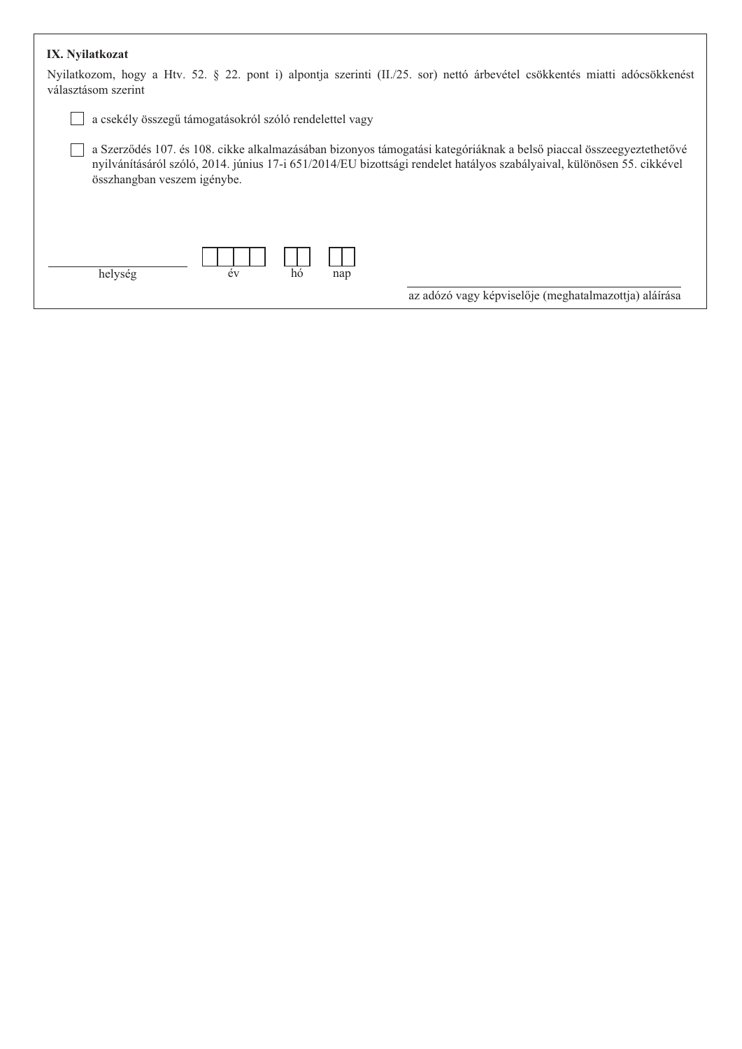**IX. Nyilatkozat**

Nyilatkozom, hogy a Htv. 52. § 22. pont i) alpontja szerinti (II./25. sor) nettó árbevétel csökkentés miatti adócsökkenést választásom szerint

- [ ] a csekély összegű támogatásokról szóló rendelettel vagy
- [ ] a Szerződés 107. és 108. cikke alkalmazásában bizonyos támogatási kategóriáknak a belső piaccal összeegyeztethetővé nyilvánításáról szóló, 2014. június 17-i 651/2014/EU bizottsági rendelet hatályos szabályaival, különösen 55. cikkével összhangban veszem igénybe.

| helység | év | hó | nap |
|---|---|---|---|
| | | | |

az adózó vagy képviselője (meghatalmazottja) aláírása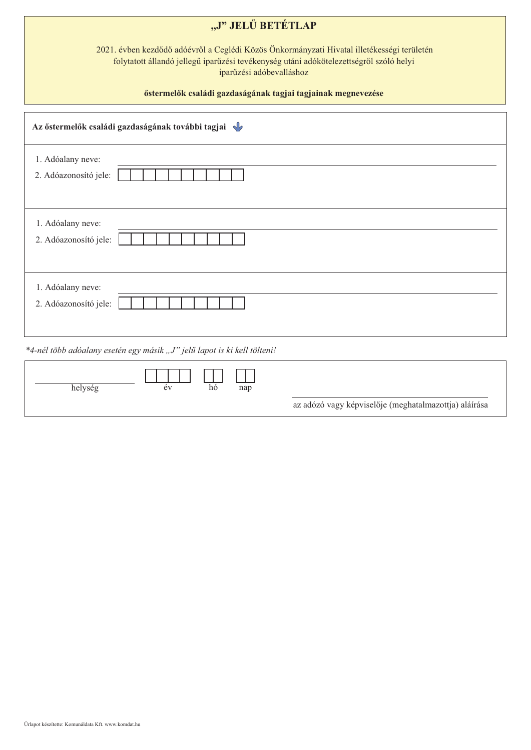# „J" JELŰ BETÉTLAP

2021. évben kezdődő adóévről a Ceglédi Közös Önkormányzati Hivatal illetékességi területén folytatott állandó jellegű iparűzési tevékenység utáni adókötelezettségről szóló helyi iparűzési adóbevalláshoz

**őstermelők családi gazdaságának tagjai tagjainak megnevezése**

**Az őstermelők családi gazdaságának további tagjai**

1. Adóalany neve: ____________________
2. Adóazonosító jele: ☐☐☐☐☐☐☐☐☐☐

1. Adóalany neve: ____________________
2. Adóazonosító jele: ☐☐☐☐☐☐☐☐☐☐

1. Adóalany neve: ____________________
2. Adóazonosító jele: ☐☐☐☐☐☐☐☐☐☐

*\*4-nél több adóalany esetén egy másik „J" jelű lapot is ki kell tölteni!*

____________________ helység ☐☐☐☐ év ☐☐ hó ☐☐ nap

____________________
az adózó vagy képviselője (meghatalmazottja) aláírása

Űrlapot készítette: Komunáldata Kft. www.komdat.hu